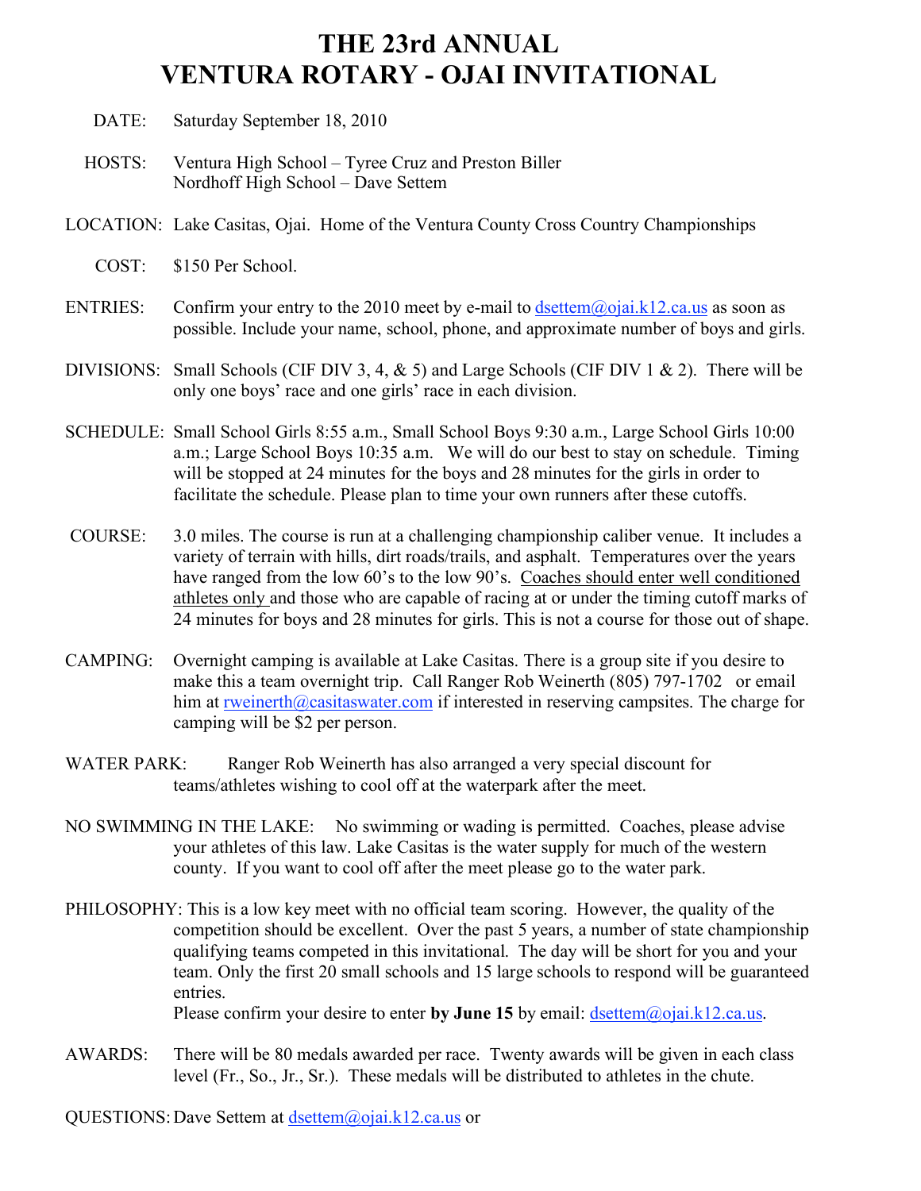# THE 23rd ANNUAL
# VENTURA ROTARY - OJAI INVITATIONAL

DATE: Saturday September 18, 2010

HOSTS: Ventura High School – Tyree Cruz and Preston Biller
Nordhoff High School – Dave Settem

LOCATION: Lake Casitas, Ojai. Home of the Ventura County Cross Country Championships

COST: $150 Per School.

ENTRIES: Confirm your entry to the 2010 meet by e-mail to dsettem@ojai.k12.ca.us as soon as possible. Include your name, school, phone, and approximate number of boys and girls.

DIVISIONS: Small Schools (CIF DIV 3, 4, & 5) and Large Schools (CIF DIV 1 & 2). There will be only one boys' race and one girls' race in each division.

SCHEDULE: Small School Girls 8:55 a.m., Small School Boys 9:30 a.m., Large School Girls 10:00 a.m.; Large School Boys 10:35 a.m. We will do our best to stay on schedule. Timing will be stopped at 24 minutes for the boys and 28 minutes for the girls in order to facilitate the schedule. Please plan to time your own runners after these cutoffs.

COURSE: 3.0 miles. The course is run at a challenging championship caliber venue. It includes a variety of terrain with hills, dirt roads/trails, and asphalt. Temperatures over the years have ranged from the low 60's to the low 90's. <u>Coaches should enter well conditioned athletes only</u> and those who are capable of racing at or under the timing cutoff marks of 24 minutes for boys and 28 minutes for girls. This is not a course for those out of shape.

CAMPING: Overnight camping is available at Lake Casitas. There is a group site if you desire to make this a team overnight trip. Call Ranger Rob Weinerth (805) 797-1702 or email him at rweinerth@casitaswater.com if interested in reserving campsites. The charge for camping will be $2 per person.

WATER PARK: Ranger Rob Weinerth has also arranged a very special discount for teams/athletes wishing to cool off at the waterpark after the meet.

NO SWIMMING IN THE LAKE: No swimming or wading is permitted. Coaches, please advise your athletes of this law. Lake Casitas is the water supply for much of the western county. If you want to cool off after the meet please go to the water park.

PHILOSOPHY: This is a low key meet with no official team scoring. However, the quality of the competition should be excellent. Over the past 5 years, a number of state championship qualifying teams competed in this invitational. The day will be short for you and your team. Only the first 20 small schools and 15 large schools to respond will be guaranteed entries.
Please confirm your desire to enter **by June 15** by email: dsettem@ojai.k12.ca.us.

AWARDS: There will be 80 medals awarded per race. Twenty awards will be given in each class level (Fr., So., Jr., Sr.). These medals will be distributed to athletes in the chute.

QUESTIONS: Dave Settem at dsettem@ojai.k12.ca.us or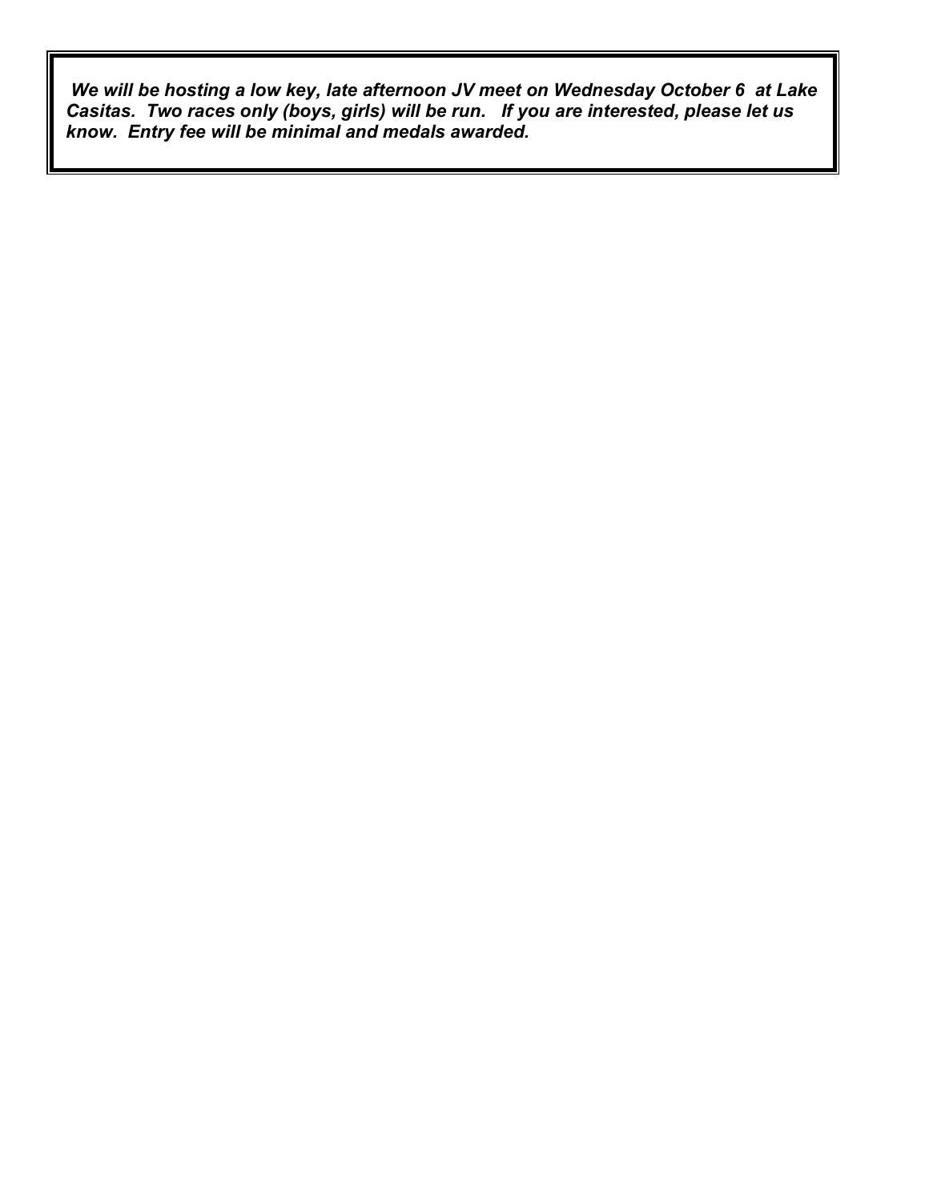***We will be hosting a low key, late afternoon JV meet on Wednesday October 6 at Lake Casitas. Two races only (boys, girls) will be run. If you are interested, please let us know. Entry fee will be minimal and medals awarded.***